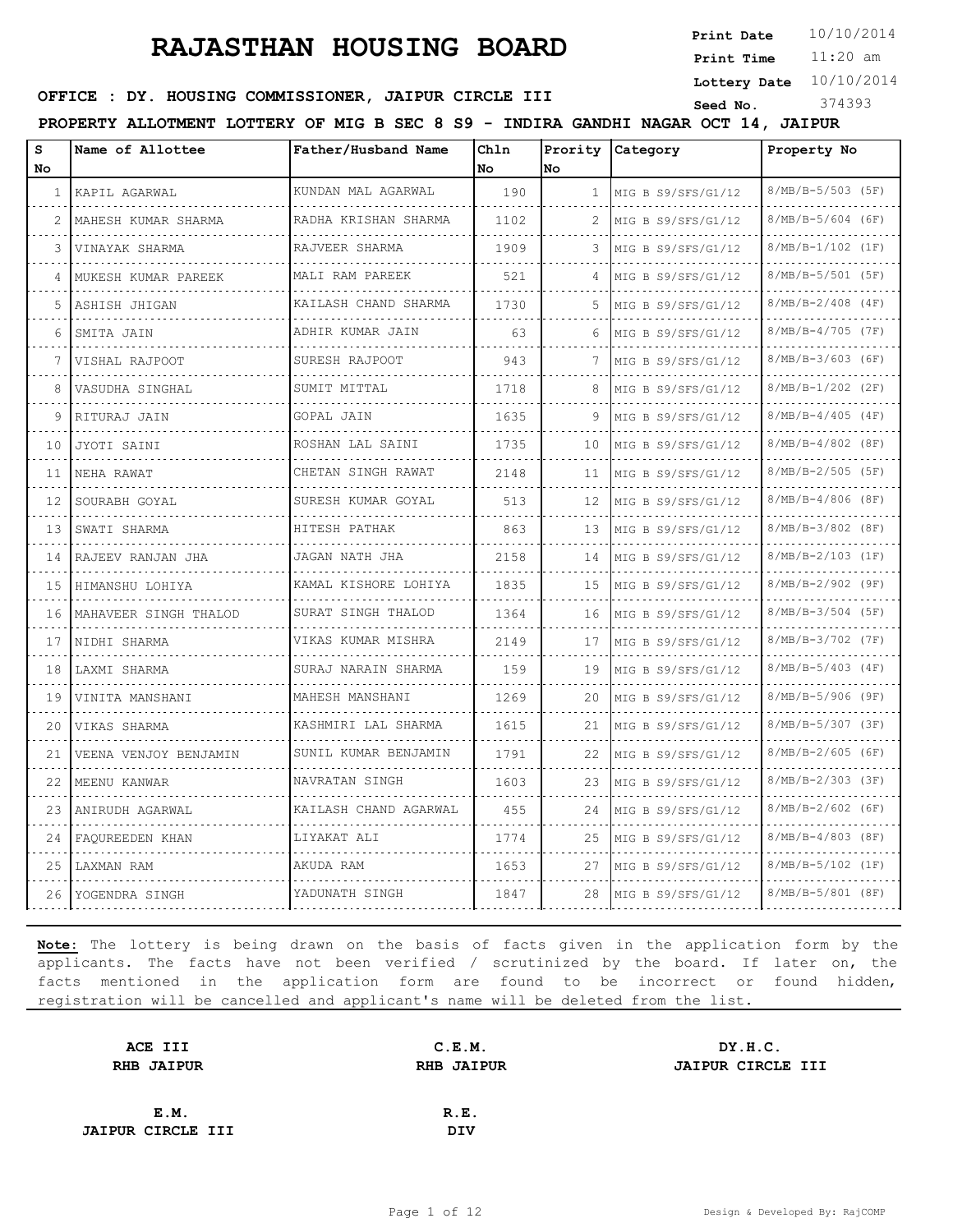# RAJASTHAN HOUSING BOARD

**Print Date** 10/10/2014
**Print Time** 11:20 am
**Lottery Date** 10/10/2014
**Seed No.** 374393

**OFFICE : DY. HOUSING COMMISSIONER, JAIPUR CIRCLE III**

**PROPERTY ALLOTMENT LOTTERY OF MIG B SEC 8 S9 - INDIRA GANDHI NAGAR OCT 14, JAIPUR**

| S No | Name of Allottee | Father/Husband Name | Chln No | Prority No | Category | Property No |
|---|---|---|---|---|---|---|
| 1 | KAPIL AGARWAL | KUNDAN MAL AGARWAL | 190 | 1 | MIG B S9/SFS/G1/12 | 8/MB/B-5/503 (5F) |
| 2 | MAHESH KUMAR SHARMA | RADHA KRISHAN SHARMA | 1102 | 2 | MIG B S9/SFS/G1/12 | 8/MB/B-5/604 (6F) |
| 3 | VINAYAK SHARMA | RAJVEER SHARMA | 1909 | 3 | MIG B S9/SFS/G1/12 | 8/MB/B-1/102 (1F) |
| 4 | MUKESH KUMAR PAREEK | MALI RAM PAREEK | 521 | 4 | MIG B S9/SFS/G1/12 | 8/MB/B-5/501 (5F) |
| 5 | ASHISH JHIGAN | KAILASH CHAND SHARMA | 1730 | 5 | MIG B S9/SFS/G1/12 | 8/MB/B-2/408 (4F) |
| 6 | SMITA JAIN | ADHIR KUMAR JAIN | 63 | 6 | MIG B S9/SFS/G1/12 | 8/MB/B-4/705 (7F) |
| 7 | VISHAL RAJPOOT | SURESH RAJPOOT | 943 | 7 | MIG B S9/SFS/G1/12 | 8/MB/B-3/603 (6F) |
| 8 | VASUDHA SINGHAL | SUMIT MITTAL | 1718 | 8 | MIG B S9/SFS/G1/12 | 8/MB/B-1/202 (2F) |
| 9 | RITURAJ JAIN | GOPAL JAIN | 1635 | 9 | MIG B S9/SFS/G1/12 | 8/MB/B-4/405 (4F) |
| 10 | JYOTI SAINI | ROSHAN LAL SAINI | 1735 | 10 | MIG B S9/SFS/G1/12 | 8/MB/B-4/802 (8F) |
| 11 | NEHA RAWAT | CHETAN SINGH RAWAT | 2148 | 11 | MIG B S9/SFS/G1/12 | 8/MB/B-2/505 (5F) |
| 12 | SOURABH GOYAL | SURESH KUMAR GOYAL | 513 | 12 | MIG B S9/SFS/G1/12 | 8/MB/B-4/806 (8F) |
| 13 | SWATI SHARMA | HITESH PATHAK | 863 | 13 | MIG B S9/SFS/G1/12 | 8/MB/B-3/802 (8F) |
| 14 | RAJEEV RANJAN JHA | JAGAN NATH JHA | 2158 | 14 | MIG B S9/SFS/G1/12 | 8/MB/B-2/103 (1F) |
| 15 | HIMANSHU LOHIYA | KAMAL KISHORE LOHIYA | 1835 | 15 | MIG B S9/SFS/G1/12 | 8/MB/B-2/902 (9F) |
| 16 | MAHAVEER SINGH THALOD | SURAT SINGH THALOD | 1364 | 16 | MIG B S9/SFS/G1/12 | 8/MB/B-3/504 (5F) |
| 17 | NIDHI SHARMA | VIKAS KUMAR MISHRA | 2149 | 17 | MIG B S9/SFS/G1/12 | 8/MB/B-3/702 (7F) |
| 18 | LAXMI SHARMA | SURAJ NARAIN SHARMA | 159 | 19 | MIG B S9/SFS/G1/12 | 8/MB/B-5/403 (4F) |
| 19 | VINITA MANSHANI | MAHESH MANSHANI | 1269 | 20 | MIG B S9/SFS/G1/12 | 8/MB/B-5/906 (9F) |
| 20 | VIKAS SHARMA | KASHMIRI LAL SHARMA | 1615 | 21 | MIG B S9/SFS/G1/12 | 8/MB/B-5/307 (3F) |
| 21 | VEENA VENJOY BENJAMIN | SUNIL KUMAR BENJAMIN | 1791 | 22 | MIG B S9/SFS/G1/12 | 8/MB/B-2/605 (6F) |
| 22 | MEENU KANWAR | NAVRATAN SINGH | 1603 | 23 | MIG B S9/SFS/G1/12 | 8/MB/B-2/303 (3F) |
| 23 | ANIRUDH AGARWAL | KAILASH CHAND AGARWAL | 455 | 24 | MIG B S9/SFS/G1/12 | 8/MB/B-2/602 (6F) |
| 24 | FAQUREEDEN KHAN | LIYAKAT ALI | 1774 | 25 | MIG B S9/SFS/G1/12 | 8/MB/B-4/803 (8F) |
| 25 | LAXMAN RAM | AKUDA RAM | 1653 | 27 | MIG B S9/SFS/G1/12 | 8/MB/B-5/102 (1F) |
| 26 | YOGENDRA SINGH | YADUNATH SINGH | 1847 | 28 | MIG B S9/SFS/G1/12 | 8/MB/B-5/801 (8F) |

**Note:** The lottery is being drawn on the basis of facts given in the application form by the applicants. The facts have not been verified / scrutinized by the board. If later on, the facts mentioned in the application form are found to be incorrect or found hidden, registration will be cancelled and applicant's name will be deleted from the list.

**ACE III**
**RHB JAIPUR**

**C.E.M.**
**RHB JAIPUR**

**DY.H.C.**
**JAIPUR CIRCLE III**

**E.M.**
**JAIPUR CIRCLE III**

**R.E.**
**DIV**

Design & Developed By: RajCOMP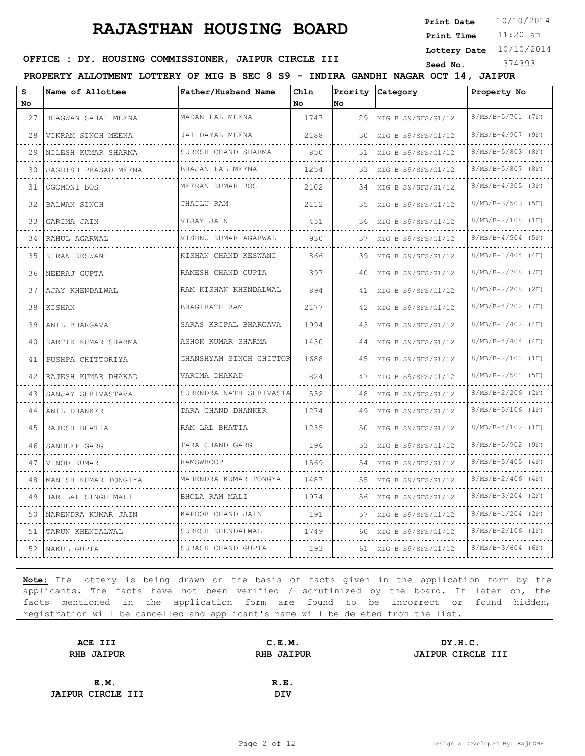# RAJASTHAN HOUSING BOARD

**Print Date** 10/10/2014
**Print Time** 11:20 am
**Lottery Date** 10/10/2014
**Seed No.** 374393

**OFFICE : DY. HOUSING COMMISSIONER, JAIPUR CIRCLE III**

**PROPERTY ALLOTMENT LOTTERY OF MIG B SEC 8 S9 - INDIRA GANDHI NAGAR OCT 14, JAIPUR**

| S No | Name of Allottee | Father/Husband Name | Chln No | Prority No | Category | Property No |
|---|---|---|---|---|---|---|
| 27 | BHAGWAN SAHAI MEENA | MADAN LAL MEENA | 1747 | 29 | MIG B S9/SFS/G1/12 | 8/MB/B-5/701 (7F) |
| 28 | VIKRAM SINGH MEENA | JAI DAYAL MEENA | 2188 | 30 | MIG B S9/SFS/G1/12 | 8/MB/B-4/907 (9F) |
| 29 | NILESH KUMAR SHARMA | SURESH CHAND SHARMA | 850 | 31 | MIG B S9/SFS/G1/12 | 8/MB/B-5/803 (8F) |
| 30 | JAGDISH PRASAD MEENA | BHAJAN LAL MEENA | 1254 | 33 | MIG B S9/SFS/G1/12 | 8/MB/B-5/807 (8F) |
| 31 | OGOMONI BOS | MEERAN KUMAR BOS | 2102 | 34 | MIG B S9/SFS/G1/12 | 8/MB/B-4/305 (3F) |
| 32 | BALWAN SINGH | CHAILU RAM | 2112 | 35 | MIG B S9/SFS/G1/12 | 8/MB/B-3/503 (5F) |
| 33 | GARIMA JAIN | VIJAY JAIN | 451 | 36 | MIG B S9/SFS/G1/12 | 8/MB/B-2/108 (1F) |
| 34 | RAHUL AGARWAL | VISHNU KUMAR AGARWAL | 930 | 37 | MIG B S9/SFS/G1/12 | 8/MB/B-4/504 (5F) |
| 35 | KIRAN KESWANI | KISHAN CHAND KESWANI | 866 | 39 | MIG B S9/SFS/G1/12 | 8/MB/B-1/404 (4F) |
| 36 | NEERAJ GUPTA | RAMESH CHAND GUPTA | 397 | 40 | MIG B S9/SFS/G1/12 | 8/MB/B-2/708 (7F) |
| 37 | AJAY KHENDALWAL | RAM KISHAN KHENDALWAL | 894 | 41 | MIG B S9/SFS/G1/12 | 8/MB/B-2/208 (2F) |
| 38 | KISHAN | BHAGIRATH RAM | 2177 | 42 | MIG B S9/SFS/G1/12 | 8/MB/B-4/702 (7F) |
| 39 | ANIL BHARGAVA | SARAS KRIPAL BHARGAVA | 1994 | 43 | MIG B S9/SFS/G1/12 | 8/MB/B-1/402 (4F) |
| 40 | KARTIK KUMAR SHARMA | ASHOK KUMAR SHARMA | 1430 | 44 | MIG B S9/SFS/G1/12 | 8/MB/B-4/404 (4F) |
| 41 | PUSHPA CHITTORIYA | GHANSHYAM SINGH CHITTOR | 1688 | 45 | MIG B S9/SFS/G1/12 | 8/MB/B-2/101 (1F) |
| 42 | RAJESH KUMAR DHAKAD | VARIMA DHAKAD | 824 | 47 | MIG B S9/SFS/G1/12 | 8/MB/B-2/501 (5F) |
| 43 | SANJAY SHRIVASTAVA | SURENDRA NATH SHRIVASTA | 532 | 48 | MIG B S9/SFS/G1/12 | 8/MB/B-2/206 (2F) |
| 44 | ANIL DHANKER | TARA CHAND DHANKER | 1274 | 49 | MIG B S9/SFS/G1/12 | 8/MB/B-5/106 (1F) |
| 45 | RAJESH BHATIA | RAM LAL BHATIA | 1235 | 50 | MIG B S9/SFS/G1/12 | 8/MB/B-4/102 (1F) |
| 46 | SANDEEP GARG | TARA CHAND GARG | 196 | 53 | MIG B S9/SFS/G1/12 | 8/MB/B-5/902 (9F) |
| 47 | VINOD KUMAR | RAMSWROOP | 1569 | 54 | MIG B S9/SFS/G1/12 | 8/MB/B-5/405 (4F) |
| 48 | MANISH KUMAR TONGIYA | MAHENDRA KUMAR TONGYA | 1487 | 55 | MIG B S9/SFS/G1/12 | 8/MB/B-2/406 (4F) |
| 49 | HAR LAL SINGH MALI | BHOLA RAM MALI | 1974 | 56 | MIG B S9/SFS/G1/12 | 8/MB/B-3/204 (2F) |
| 50 | NARENDRA KUMAR JAIN | KAPOOR CHAND JAIN | 191 | 57 | MIG B S9/SFS/G1/12 | 8/MB/B-1/204 (2F) |
| 51 | TARUN KHENDALWAL | SURESH KHENDALWAL | 1749 | 60 | MIG B S9/SFS/G1/12 | 8/MB/B-2/106 (1F) |
| 52 | NAKUL GUPTA | SUBASH CHAND GUPTA | 193 | 61 | MIG B S9/SFS/G1/12 | 8/MB/B-3/604 (6F) |

**Note:** The lottery is being drawn on the basis of facts given in the application form by the applicants. The facts have not been verified / scrutinized by the board. If later on, the facts mentioned in the application form are found to be incorrect or found hidden, registration will be cancelled and applicant's name will be deleted from the list.

**ACE III**
**RHB JAIPUR**

**C.E.M.**
**RHB JAIPUR**

**DY.H.C.**
**JAIPUR CIRCLE III**

**E.M.**
**JAIPUR CIRCLE III**

**R.E.**
**DIV**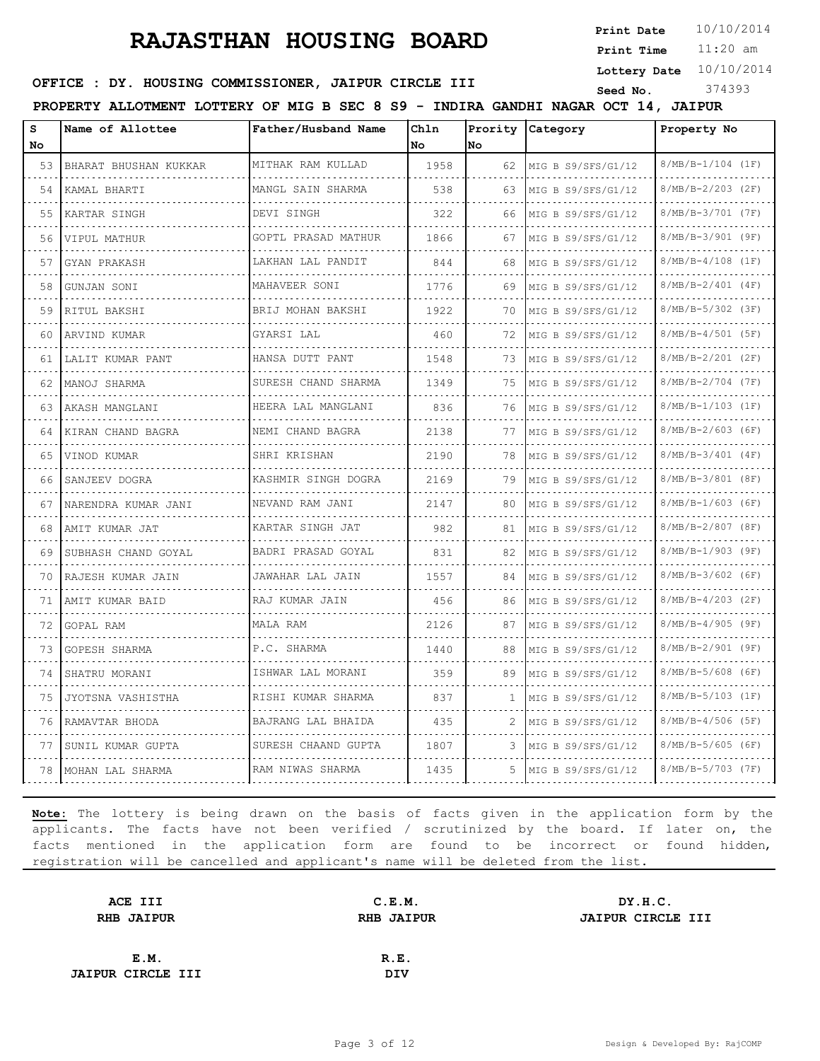# RAJASTHAN HOUSING BOARD

**Print Date** 10/10/2014
**Print Time** 11:20 am
**Lottery Date** 10/10/2014
**Seed No.** 374393

**OFFICE : DY. HOUSING COMMISSIONER, JAIPUR CIRCLE III**

**PROPERTY ALLOTMENT LOTTERY OF MIG B SEC 8 S9 - INDIRA GANDHI NAGAR OCT 14, JAIPUR**

| S No | Name of Allottee | Father/Husband Name | Chln No | Prority No | Category | Property No |
|---|---|---|---|---|---|---|
| 53 | BHARAT BHUSHAN KUKKAR | MITHAK RAM KULLAD | 1958 | 62 | MIG B S9/SFS/G1/12 | 8/MB/B-1/104 (1F) |
| 54 | KAMAL BHARTI | MANGL SAIN SHARMA | 538 | 63 | MIG B S9/SFS/G1/12 | 8/MB/B-2/203 (2F) |
| 55 | KARTAR SINGH | DEVI SINGH | 322 | 66 | MIG B S9/SFS/G1/12 | 8/MB/B-3/701 (7F) |
| 56 | VIPUL MATHUR | GOPTL PRASAD MATHUR | 1866 | 67 | MIG B S9/SFS/G1/12 | 8/MB/B-3/901 (9F) |
| 57 | GYAN PRAKASH | LAKHAN LAL PANDIT | 844 | 68 | MIG B S9/SFS/G1/12 | 8/MB/B-4/108 (1F) |
| 58 | GUNJAN SONI | MAHAVEER SONI | 1776 | 69 | MIG B S9/SFS/G1/12 | 8/MB/B-2/401 (4F) |
| 59 | RITUL BAKSHI | BRIJ MOHAN BAKSHI | 1922 | 70 | MIG B S9/SFS/G1/12 | 8/MB/B-5/302 (3F) |
| 60 | ARVIND KUMAR | GYARSI LAL | 460 | 72 | MIG B S9/SFS/G1/12 | 8/MB/B-4/501 (5F) |
| 61 | LALIT KUMAR PANT | HANSA DUTT PANT | 1548 | 73 | MIG B S9/SFS/G1/12 | 8/MB/B-2/201 (2F) |
| 62 | MANOJ SHARMA | SURESH CHAND SHARMA | 1349 | 75 | MIG B S9/SFS/G1/12 | 8/MB/B-2/704 (7F) |
| 63 | AKASH MANGLANI | HEERA LAL MANGLANI | 836 | 76 | MIG B S9/SFS/G1/12 | 8/MB/B-1/103 (1F) |
| 64 | KIRAN CHAND BAGRA | NEMI CHAND BAGRA | 2138 | 77 | MIG B S9/SFS/G1/12 | 8/MB/B-2/603 (6F) |
| 65 | VINOD KUMAR | SHRI KRISHAN | 2190 | 78 | MIG B S9/SFS/G1/12 | 8/MB/B-3/401 (4F) |
| 66 | SANJEEV DOGRA | KASHMIR SINGH DOGRA | 2169 | 79 | MIG B S9/SFS/G1/12 | 8/MB/B-3/801 (8F) |
| 67 | NARENDRA KUMAR JANI | NEVAND RAM JANI | 2147 | 80 | MIG B S9/SFS/G1/12 | 8/MB/B-1/603 (6F) |
| 68 | AMIT KUMAR JAT | KARTAR SINGH JAT | 982 | 81 | MIG B S9/SFS/G1/12 | 8/MB/B-2/807 (8F) |
| 69 | SUBHASH CHAND GOYAL | BADRI PRASAD GOYAL | 831 | 82 | MIG B S9/SFS/G1/12 | 8/MB/B-1/903 (9F) |
| 70 | RAJESH KUMAR JAIN | JAWAHAR LAL JAIN | 1557 | 84 | MIG B S9/SFS/G1/12 | 8/MB/B-3/602 (6F) |
| 71 | AMIT KUMAR BAID | RAJ KUMAR JAIN | 456 | 86 | MIG B S9/SFS/G1/12 | 8/MB/B-4/203 (2F) |
| 72 | GOPAL RAM | MALA RAM | 2126 | 87 | MIG B S9/SFS/G1/12 | 8/MB/B-4/905 (9F) |
| 73 | GOPESH SHARMA | P.C. SHARMA | 1440 | 88 | MIG B S9/SFS/G1/12 | 8/MB/B-2/901 (9F) |
| 74 | SHATRU MORANI | ISHWAR LAL MORANI | 359 | 89 | MIG B S9/SFS/G1/12 | 8/MB/B-5/608 (6F) |
| 75 | JYOTSNA VASHISTHA | RISHI KUMAR SHARMA | 837 | 1 | MIG B S9/SFS/G1/12 | 8/MB/B-5/103 (1F) |
| 76 | RAMAVTAR BHODA | BAJRANG LAL BHAIDA | 435 | 2 | MIG B S9/SFS/G1/12 | 8/MB/B-4/506 (5F) |
| 77 | SUNIL KUMAR GUPTA | SURESH CHAAND GUPTA | 1807 | 3 | MIG B S9/SFS/G1/12 | 8/MB/B-5/605 (6F) |
| 78 | MOHAN LAL SHARMA | RAM NIWAS SHARMA | 1435 | 5 | MIG B S9/SFS/G1/12 | 8/MB/B-5/703 (7F) |

**Note:** The lottery is being drawn on the basis of facts given in the application form by the applicants. The facts have not been verified / scrutinized by the board. If later on, the facts mentioned in the application form are found to be incorrect or found hidden, registration will be cancelled and applicant's name will be deleted from the list.

**ACE III**
**RHB JAIPUR**

**C.E.M.**
**RHB JAIPUR**

**DY.H.C.**
**JAIPUR CIRCLE III**

**E.M.**
**JAIPUR CIRCLE III**

**R.E.**
**DIV**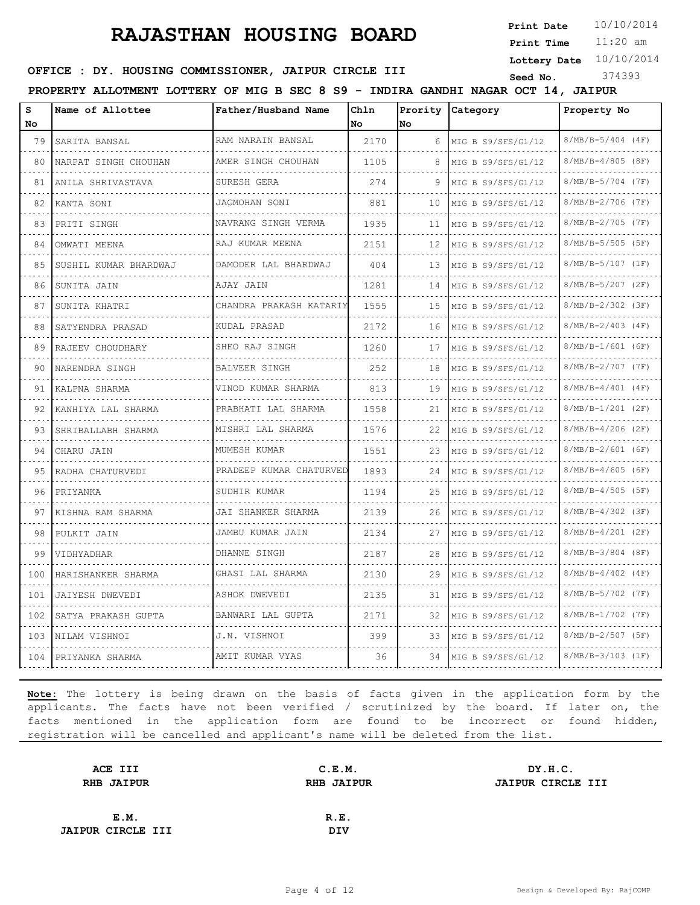# RAJASTHAN HOUSING BOARD

**Print Date** 10/10/2014
**Print Time** 11:20 am
**Lottery Date** 10/10/2014
**Seed No.** 374393

**OFFICE : DY. HOUSING COMMISSIONER, JAIPUR CIRCLE III**

**PROPERTY ALLOTMENT LOTTERY OF MIG B SEC 8 S9 - INDIRA GANDHI NAGAR OCT 14, JAIPUR**

| S No | Name of Allottee | Father/Husband Name | Chln No | Prority No | Category | Property No |
|---|---|---|---|---|---|---|
| 79 | SARITA BANSAL | RAM NARAIN BANSAL | 2170 | 6 | MIG B S9/SFS/G1/12 | 8/MB/B-5/404 (4F) |
| 80 | NARPAT SINGH CHOUHAN | AMER SINGH CHOUHAN | 1105 | 8 | MIG B S9/SFS/G1/12 | 8/MB/B-4/805 (8F) |
| 81 | ANILA SHRIVASTAVA | SURESH GERA | 274 | 9 | MIG B S9/SFS/G1/12 | 8/MB/B-5/704 (7F) |
| 82 | KANTA SONI | JAGMOHAN SONI | 881 | 10 | MIG B S9/SFS/G1/12 | 8/MB/B-2/706 (7F) |
| 83 | PRITI SINGH | NAVRANG SINGH VERMA | 1935 | 11 | MIG B S9/SFS/G1/12 | 8/MB/B-2/705 (7F) |
| 84 | OMWATI MEENA | RAJ KUMAR MEENA | 2151 | 12 | MIG B S9/SFS/G1/12 | 8/MB/B-5/505 (5F) |
| 85 | SUSHIL KUMAR BHARDWAJ | DAMODER LAL BHARDWAJ | 404 | 13 | MIG B S9/SFS/G1/12 | 8/MB/B-5/107 (1F) |
| 86 | SUNITA JAIN | AJAY JAIN | 1281 | 14 | MIG B S9/SFS/G1/12 | 8/MB/B-5/207 (2F) |
| 87 | SUNITA KHATRI | CHANDRA PRAKASH KATARIY | 1555 | 15 | MIG B S9/SFS/G1/12 | 8/MB/B-2/302 (3F) |
| 88 | SATYENDRA PRASAD | KUDAL PRASAD | 2172 | 16 | MIG B S9/SFS/G1/12 | 8/MB/B-2/403 (4F) |
| 89 | RAJEEV CHOUDHARY | SHEO RAJ SINGH | 1260 | 17 | MIG B S9/SFS/G1/12 | 8/MB/B-1/601 (6F) |
| 90 | NARENDRA SINGH | BALVEER SINGH | 252 | 18 | MIG B S9/SFS/G1/12 | 8/MB/B-2/707 (7F) |
| 91 | KALPNA SHARMA | VINOD KUMAR SHARMA | 813 | 19 | MIG B S9/SFS/G1/12 | 8/MB/B-4/401 (4F) |
| 92 | KANHIYA LAL SHARMA | PRABHATI LAL SHARMA | 1558 | 21 | MIG B S9/SFS/G1/12 | 8/MB/B-1/201 (2F) |
| 93 | SHRIBALLABH SHARMA | MISHRI LAL SHARMA | 1576 | 22 | MIG B S9/SFS/G1/12 | 8/MB/B-4/206 (2F) |
| 94 | CHARU JAIN | MUMESH KUMAR | 1551 | 23 | MIG B S9/SFS/G1/12 | 8/MB/B-2/601 (6F) |
| 95 | RADHA CHATURVEDI | PRADEEP KUMAR CHATURVED | 1893 | 24 | MIG B S9/SFS/G1/12 | 8/MB/B-4/605 (6F) |
| 96 | PRIYANKA | SUDHIR KUMAR | 1194 | 25 | MIG B S9/SFS/G1/12 | 8/MB/B-4/505 (5F) |
| 97 | KISHNA RAM SHARMA | JAI SHANKER SHARMA | 2139 | 26 | MIG B S9/SFS/G1/12 | 8/MB/B-4/302 (3F) |
| 98 | PULKIT JAIN | JAMBU KUMAR JAIN | 2134 | 27 | MIG B S9/SFS/G1/12 | 8/MB/B-4/201 (2F) |
| 99 | VIDHYADHAR | DHANNE SINGH | 2187 | 28 | MIG B S9/SFS/G1/12 | 8/MB/B-3/804 (8F) |
| 100 | HARISHANKER SHARMA | GHASI LAL SHARMA | 2130 | 29 | MIG B S9/SFS/G1/12 | 8/MB/B-4/402 (4F) |
| 101 | JAIYESH DWEVEDI | ASHOK DWEVEDI | 2135 | 31 | MIG B S9/SFS/G1/12 | 8/MB/B-5/702 (7F) |
| 102 | SATYA PRAKASH GUPTA | BANWARI LAL GUPTA | 2171 | 32 | MIG B S9/SFS/G1/12 | 8/MB/B-1/702 (7F) |
| 103 | NILAM VISHNOI | J.N. VISHNOI | 399 | 33 | MIG B S9/SFS/G1/12 | 8/MB/B-2/507 (5F) |
| 104 | PRIYANKA SHARMA | AMIT KUMAR VYAS | 36 | 34 | MIG B S9/SFS/G1/12 | 8/MB/B-3/103 (1F) |

**Note:** The lottery is being drawn on the basis of facts given in the application form by the applicants. The facts have not been verified / scrutinized by the board. If later on, the facts mentioned in the application form are found to be incorrect or found hidden, registration will be cancelled and applicant's name will be deleted from the list.

**ACE III**
**RHB JAIPUR**

**C.E.M.**
**RHB JAIPUR**

**DY.H.C.**
**JAIPUR CIRCLE III**

**E.M.**
**JAIPUR CIRCLE III**

**R.E.**
**DIV**

Design & Developed By: RajCOMP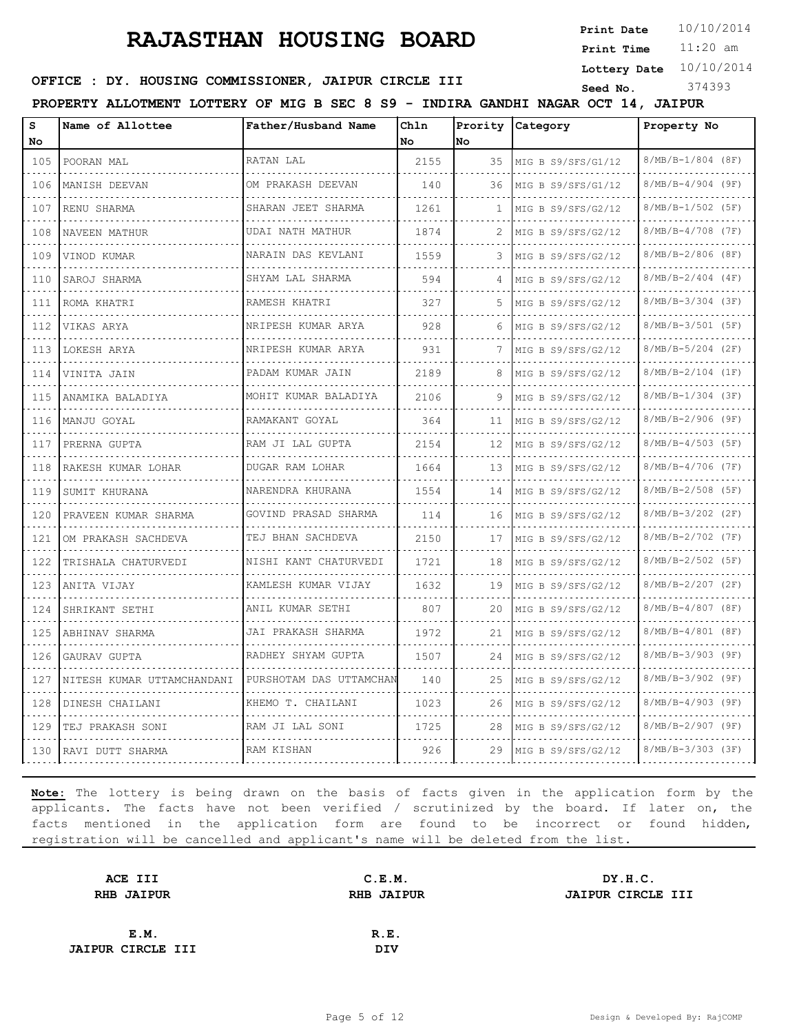# RAJASTHAN HOUSING BOARD

**Print Date** 10/10/2014
**Print Time** 11:20 am
**Lottery Date** 10/10/2014
**Seed No.** 374393

**OFFICE : DY. HOUSING COMMISSIONER, JAIPUR CIRCLE III**

**PROPERTY ALLOTMENT LOTTERY OF MIG B SEC 8 S9 - INDIRA GANDHI NAGAR OCT 14, JAIPUR**

| S No | Name of Allottee | Father/Husband Name | Chln No | Prority No | Category | Property No |
|---|---|---|---|---|---|---|
| 105 | POORAN MAL | RATAN LAL | 2155 | 35 | MIG B S9/SFS/G1/12 | 8/MB/B-1/804 (8F) |
| 106 | MANISH DEEVAN | OM PRAKASH DEEVAN | 140 | 36 | MIG B S9/SFS/G1/12 | 8/MB/B-4/904 (9F) |
| 107 | RENU SHARMA | SHARAN JEET SHARMA | 1261 | 1 | MIG B S9/SFS/G2/12 | 8/MB/B-1/502 (5F) |
| 108 | NAVEEN MATHUR | UDAI NATH MATHUR | 1874 | 2 | MIG B S9/SFS/G2/12 | 8/MB/B-4/708 (7F) |
| 109 | VINOD KUMAR | NARAIN DAS KEVLANI | 1559 | 3 | MIG B S9/SFS/G2/12 | 8/MB/B-2/806 (8F) |
| 110 | SAROJ SHARMA | SHYAM LAL SHARMA | 594 | 4 | MIG B S9/SFS/G2/12 | 8/MB/B-2/404 (4F) |
| 111 | ROMA KHATRI | RAMESH KHATRI | 327 | 5 | MIG B S9/SFS/G2/12 | 8/MB/B-3/304 (3F) |
| 112 | VIKAS ARYA | NRIPESH KUMAR ARYA | 928 | 6 | MIG B S9/SFS/G2/12 | 8/MB/B-3/501 (5F) |
| 113 | LOKESH ARYA | NRIPESH KUMAR ARYA | 931 | 7 | MIG B S9/SFS/G2/12 | 8/MB/B-5/204 (2F) |
| 114 | VINITA JAIN | PADAM KUMAR JAIN | 2189 | 8 | MIG B S9/SFS/G2/12 | 8/MB/B-2/104 (1F) |
| 115 | ANAMIKA BALADIYA | MOHIT KUMAR BALADIYA | 2106 | 9 | MIG B S9/SFS/G2/12 | 8/MB/B-1/304 (3F) |
| 116 | MANJU GOYAL | RAMAKANT GOYAL | 364 | 11 | MIG B S9/SFS/G2/12 | 8/MB/B-2/906 (9F) |
| 117 | PRERNA GUPTA | RAM JI LAL GUPTA | 2154 | 12 | MIG B S9/SFS/G2/12 | 8/MB/B-4/503 (5F) |
| 118 | RAKESH KUMAR LOHAR | DUGAR RAM LOHAR | 1664 | 13 | MIG B S9/SFS/G2/12 | 8/MB/B-4/706 (7F) |
| 119 | SUMIT KHURANA | NARENDRA KHURANA | 1554 | 14 | MIG B S9/SFS/G2/12 | 8/MB/B-2/508 (5F) |
| 120 | PRAVEEN KUMAR SHARMA | GOVIND PRASAD SHARMA | 114 | 16 | MIG B S9/SFS/G2/12 | 8/MB/B-3/202 (2F) |
| 121 | OM PRAKASH SACHDEVA | TEJ BHAN SACHDEVA | 2150 | 17 | MIG B S9/SFS/G2/12 | 8/MB/B-2/702 (7F) |
| 122 | TRISHALA CHATURVEDI | NISHI KANT CHATURVEDI | 1721 | 18 | MIG B S9/SFS/G2/12 | 8/MB/B-2/502 (5F) |
| 123 | ANITA VIJAY | KAMLESH KUMAR VIJAY | 1632 | 19 | MIG B S9/SFS/G2/12 | 8/MB/B-2/207 (2F) |
| 124 | SHRIKANT SETHI | ANIL KUMAR SETHI | 807 | 20 | MIG B S9/SFS/G2/12 | 8/MB/B-4/807 (8F) |
| 125 | ABHINAV SHARMA | JAI PRAKASH SHARMA | 1972 | 21 | MIG B S9/SFS/G2/12 | 8/MB/B-4/801 (8F) |
| 126 | GAURAV GUPTA | RADHEY SHYAM GUPTA | 1507 | 24 | MIG B S9/SFS/G2/12 | 8/MB/B-3/903 (9F) |
| 127 | NITESH KUMAR UTTAMCHANDANI | PURSHOTAM DAS UTTAMCHAN | 140 | 25 | MIG B S9/SFS/G2/12 | 8/MB/B-3/902 (9F) |
| 128 | DINESH CHAILANI | KHEMO T. CHAILANI | 1023 | 26 | MIG B S9/SFS/G2/12 | 8/MB/B-4/903 (9F) |
| 129 | TEJ PRAKASH SONI | RAM JI LAL SONI | 1725 | 28 | MIG B S9/SFS/G2/12 | 8/MB/B-2/907 (9F) |
| 130 | RAVI DUTT SHARMA | RAM KISHAN | 926 | 29 | MIG B S9/SFS/G2/12 | 8/MB/B-3/303 (3F) |

**Note:** The lottery is being drawn on the basis of facts given in the application form by the applicants. The facts have not been verified / scrutinized by the board. If later on, the facts mentioned in the application form are found to be incorrect or found hidden, registration will be cancelled and applicant's name will be deleted from the list.

| | | |
|---|---|---|
| **ACE III** | **C.E.M.** | **DY.H.C.** |
| **RHB JAIPUR** | **RHB JAIPUR** | **JAIPUR CIRCLE III** |
| **E.M.** | **R.E.** | |
| **JAIPUR CIRCLE III** | **DIV** | |

Design & Developed By: RajCOMP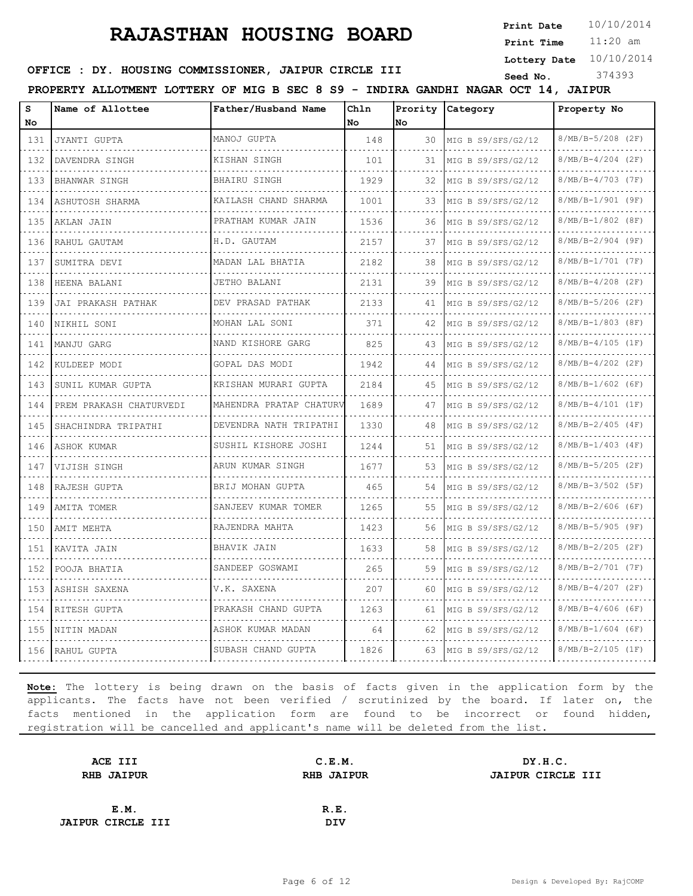# RAJASTHAN HOUSING BOARD

**Print Date** 10/10/2014
**Print Time** 11:20 am
**Lottery Date** 10/10/2014
**Seed No.** 374393

**OFFICE : DY. HOUSING COMMISSIONER, JAIPUR CIRCLE III**

**PROPERTY ALLOTMENT LOTTERY OF MIG B SEC 8 S9 - INDIRA GANDHI NAGAR OCT 14, JAIPUR**

| S No | Name of Allottee | Father/Husband Name | Chln No | Prority No | Category | Property No |
|---|---|---|---|---|---|---|
| 131 | JYANTI GUPTA | MANOJ GUPTA | 148 | 30 | MIG B S9/SFS/G2/12 | 8/MB/B-5/208 (2F) |
| 132 | DAVENDRA SINGH | KISHAN SINGH | 101 | 31 | MIG B S9/SFS/G2/12 | 8/MB/B-4/204 (2F) |
| 133 | BHANWAR SINGH | BHAIRU SINGH | 1929 | 32 | MIG B S9/SFS/G2/12 | 8/MB/B-4/703 (7F) |
| 134 | ASHUTOSH SHARMA | KAILASH CHAND SHARMA | 1001 | 33 | MIG B S9/SFS/G2/12 | 8/MB/B-1/901 (9F) |
| 135 | AKLAN JAIN | PRATHAM KUMAR JAIN | 1536 | 36 | MIG B S9/SFS/G2/12 | 8/MB/B-1/802 (8F) |
| 136 | RAHUL GAUTAM | H.D. GAUTAM | 2157 | 37 | MIG B S9/SFS/G2/12 | 8/MB/B-2/904 (9F) |
| 137 | SUMITRA DEVI | MADAN LAL BHATIA | 2182 | 38 | MIG B S9/SFS/G2/12 | 8/MB/B-1/701 (7F) |
| 138 | HEENA BALANI | JETHO BALANI | 2131 | 39 | MIG B S9/SFS/G2/12 | 8/MB/B-4/208 (2F) |
| 139 | JAI PRAKASH PATHAK | DEV PRASAD PATHAK | 2133 | 41 | MIG B S9/SFS/G2/12 | 8/MB/B-5/206 (2F) |
| 140 | NIKHIL SONI | MOHAN LAL SONI | 371 | 42 | MIG B S9/SFS/G2/12 | 8/MB/B-1/803 (8F) |
| 141 | MANJU GARG | NAND KISHORE GARG | 825 | 43 | MIG B S9/SFS/G2/12 | 8/MB/B-4/105 (1F) |
| 142 | KULDEEP MODI | GOPAL DAS MODI | 1942 | 44 | MIG B S9/SFS/G2/12 | 8/MB/B-4/202 (2F) |
| 143 | SUNIL KUMAR GUPTA | KRISHAN MURARI GUPTA | 2184 | 45 | MIG B S9/SFS/G2/12 | 8/MB/B-1/602 (6F) |
| 144 | PREM PRAKASH CHATURVEDI | MAHENDRA PRATAP CHATURV | 1689 | 47 | MIG B S9/SFS/G2/12 | 8/MB/B-4/101 (1F) |
| 145 | SHACHINDRA TRIPATHI | DEVENDRA NATH TRIPATHI | 1330 | 48 | MIG B S9/SFS/G2/12 | 8/MB/B-2/405 (4F) |
| 146 | ASHOK KUMAR | SUSHIL KISHORE JOSHI | 1244 | 51 | MIG B S9/SFS/G2/12 | 8/MB/B-1/403 (4F) |
| 147 | VIJISH SINGH | ARUN KUMAR SINGH | 1677 | 53 | MIG B S9/SFS/G2/12 | 8/MB/B-5/205 (2F) |
| 148 | RAJESH GUPTA | BRIJ MOHAN GUPTA | 465 | 54 | MIG B S9/SFS/G2/12 | 8/MB/B-3/502 (5F) |
| 149 | AMITA TOMER | SANJEEV KUMAR TOMER | 1265 | 55 | MIG B S9/SFS/G2/12 | 8/MB/B-2/606 (6F) |
| 150 | AMIT MEHTA | RAJENDRA MAHTA | 1423 | 56 | MIG B S9/SFS/G2/12 | 8/MB/B-5/905 (9F) |
| 151 | KAVITA JAIN | BHAVIK JAIN | 1633 | 58 | MIG B S9/SFS/G2/12 | 8/MB/B-2/205 (2F) |
| 152 | POOJA BHATIA | SANDEEP GOSWAMI | 265 | 59 | MIG B S9/SFS/G2/12 | 8/MB/B-2/701 (7F) |
| 153 | ASHISH SAXENA | V.K. SAXENA | 207 | 60 | MIG B S9/SFS/G2/12 | 8/MB/B-4/207 (2F) |
| 154 | RITESH GUPTA | PRAKASH CHAND GUPTA | 1263 | 61 | MIG B S9/SFS/G2/12 | 8/MB/B-4/606 (6F) |
| 155 | NITIN MADAN | ASHOK KUMAR MADAN | 64 | 62 | MIG B S9/SFS/G2/12 | 8/MB/B-1/604 (6F) |
| 156 | RAHUL GUPTA | SUBASH CHAND GUPTA | 1826 | 63 | MIG B S9/SFS/G2/12 | 8/MB/B-2/105 (1F) |

**Note:** The lottery is being drawn on the basis of facts given in the application form by the applicants. The facts have not been verified / scrutinized by the board. If later on, the facts mentioned in the application form are found to be incorrect or found hidden, registration will be cancelled and applicant's name will be deleted from the list.

| ACE III<br>RHB JAIPUR | C.E.M.<br>RHB JAIPUR | DY.H.C.<br>JAIPUR CIRCLE III |
|---|---|---|
| E.M.<br>JAIPUR CIRCLE III | R.E.<br>DIV | |

Design & Developed By: RajCOMP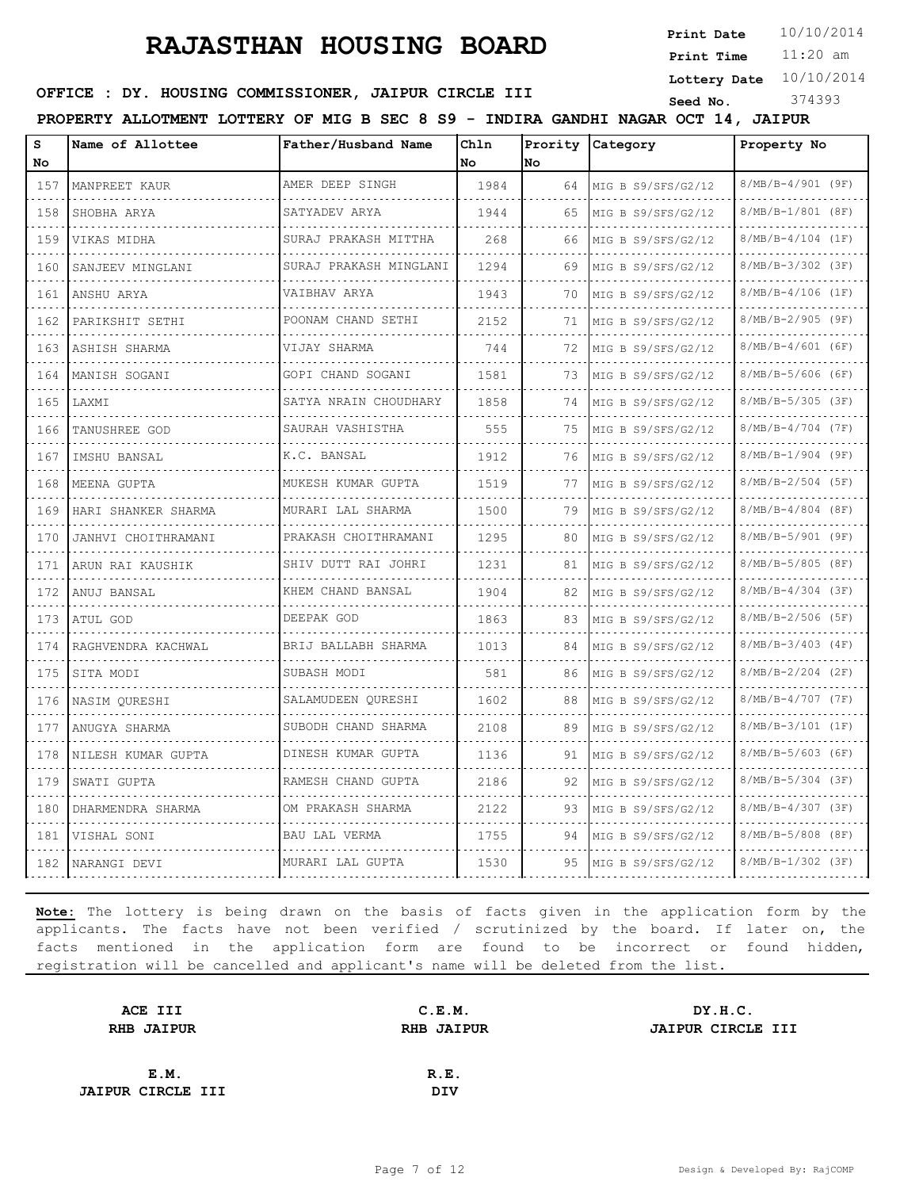# RAJASTHAN HOUSING BOARD

**Print Date** 10/10/2014
**Print Time** 11:20 am
**Lottery Date** 10/10/2014
**Seed No.** 374393

**OFFICE : DY. HOUSING COMMISSIONER, JAIPUR CIRCLE III**

**PROPERTY ALLOTMENT LOTTERY OF MIG B SEC 8 S9 - INDIRA GANDHI NAGAR OCT 14, JAIPUR**

| S No | Name of Allottee | Father/Husband Name | Chln No | Prority No | Category | Property No |
|---|---|---|---|---|---|---|
| 157 | MANPREET KAUR | AMER DEEP SINGH | 1984 | 64 | MIG B S9/SFS/G2/12 | 8/MB/B-4/901 (9F) |
| 158 | SHOBHA ARYA | SATYADEV ARYA | 1944 | 65 | MIG B S9/SFS/G2/12 | 8/MB/B-1/801 (8F) |
| 159 | VIKAS MIDHA | SURAJ PRAKASH MITTHA | 268 | 66 | MIG B S9/SFS/G2/12 | 8/MB/B-4/104 (1F) |
| 160 | SANJEEV MINGLANI | SURAJ PRAKASH MINGLANI | 1294 | 69 | MIG B S9/SFS/G2/12 | 8/MB/B-3/302 (3F) |
| 161 | ANSHU ARYA | VAIBHAV ARYA | 1943 | 70 | MIG B S9/SFS/G2/12 | 8/MB/B-4/106 (1F) |
| 162 | PARIKSHIT SETHI | POONAM CHAND SETHI | 2152 | 71 | MIG B S9/SFS/G2/12 | 8/MB/B-2/905 (9F) |
| 163 | ASHISH SHARMA | VIJAY SHARMA | 744 | 72 | MIG B S9/SFS/G2/12 | 8/MB/B-4/601 (6F) |
| 164 | MANISH SOGANI | GOPI CHAND SOGANI | 1581 | 73 | MIG B S9/SFS/G2/12 | 8/MB/B-5/606 (6F) |
| 165 | LAXMI | SATYA NRAIN CHOUDHARY | 1858 | 74 | MIG B S9/SFS/G2/12 | 8/MB/B-5/305 (3F) |
| 166 | TANUSHREE GOD | SAURAH VASHISTHA | 555 | 75 | MIG B S9/SFS/G2/12 | 8/MB/B-4/704 (7F) |
| 167 | IMSHU BANSAL | K.C. BANSAL | 1912 | 76 | MIG B S9/SFS/G2/12 | 8/MB/B-1/904 (9F) |
| 168 | MEENA GUPTA | MUKESH KUMAR GUPTA | 1519 | 77 | MIG B S9/SFS/G2/12 | 8/MB/B-2/504 (5F) |
| 169 | HARI SHANKER SHARMA | MURARI LAL SHARMA | 1500 | 79 | MIG B S9/SFS/G2/12 | 8/MB/B-4/804 (8F) |
| 170 | JANHVI CHOITHRAMANI | PRAKASH CHOITHRAMANI | 1295 | 80 | MIG B S9/SFS/G2/12 | 8/MB/B-5/901 (9F) |
| 171 | ARUN RAI KAUSHIK | SHIV DUTT RAI JOHRI | 1231 | 81 | MIG B S9/SFS/G2/12 | 8/MB/B-5/805 (8F) |
| 172 | ANUJ BANSAL | KHEM CHAND BANSAL | 1904 | 82 | MIG B S9/SFS/G2/12 | 8/MB/B-4/304 (3F) |
| 173 | ATUL GOD | DEEPAK GOD | 1863 | 83 | MIG B S9/SFS/G2/12 | 8/MB/B-2/506 (5F) |
| 174 | RAGHVENDRA KACHWAL | BRIJ BALLABH SHARMA | 1013 | 84 | MIG B S9/SFS/G2/12 | 8/MB/B-3/403 (4F) |
| 175 | SITA MODI | SUBASH MODI | 581 | 86 | MIG B S9/SFS/G2/12 | 8/MB/B-2/204 (2F) |
| 176 | NASIM QURESHI | SALAMUDEEN QURESHI | 1602 | 88 | MIG B S9/SFS/G2/12 | 8/MB/B-4/707 (7F) |
| 177 | ANUGYA SHARMA | SUBODH CHAND SHARMA | 2108 | 89 | MIG B S9/SFS/G2/12 | 8/MB/B-3/101 (1F) |
| 178 | NILESH KUMAR GUPTA | DINESH KUMAR GUPTA | 1136 | 91 | MIG B S9/SFS/G2/12 | 8/MB/B-5/603 (6F) |
| 179 | SWATI GUPTA | RAMESH CHAND GUPTA | 2186 | 92 | MIG B S9/SFS/G2/12 | 8/MB/B-5/304 (3F) |
| 180 | DHARMENDRA SHARMA | OM PRAKASH SHARMA | 2122 | 93 | MIG B S9/SFS/G2/12 | 8/MB/B-4/307 (3F) |
| 181 | VISHAL SONI | BAU LAL VERMA | 1755 | 94 | MIG B S9/SFS/G2/12 | 8/MB/B-5/808 (8F) |
| 182 | NARANGI DEVI | MURARI LAL GUPTA | 1530 | 95 | MIG B S9/SFS/G2/12 | 8/MB/B-1/302 (3F) |

**Note:** The lottery is being drawn on the basis of facts given in the application form by the applicants. The facts have not been verified / scrutinized by the board. If later on, the facts mentioned in the application form are found to be incorrect or found hidden, registration will be cancelled and applicant's name will be deleted from the list.

| | | |
|---|---|---|
| **ACE III**<br>**RHB JAIPUR** | **C.E.M.**<br>**RHB JAIPUR** | **DY.H.C.**<br>**JAIPUR CIRCLE III** |
| **E.M.**<br>**JAIPUR CIRCLE III** | **R.E.**<br>**DIV** | |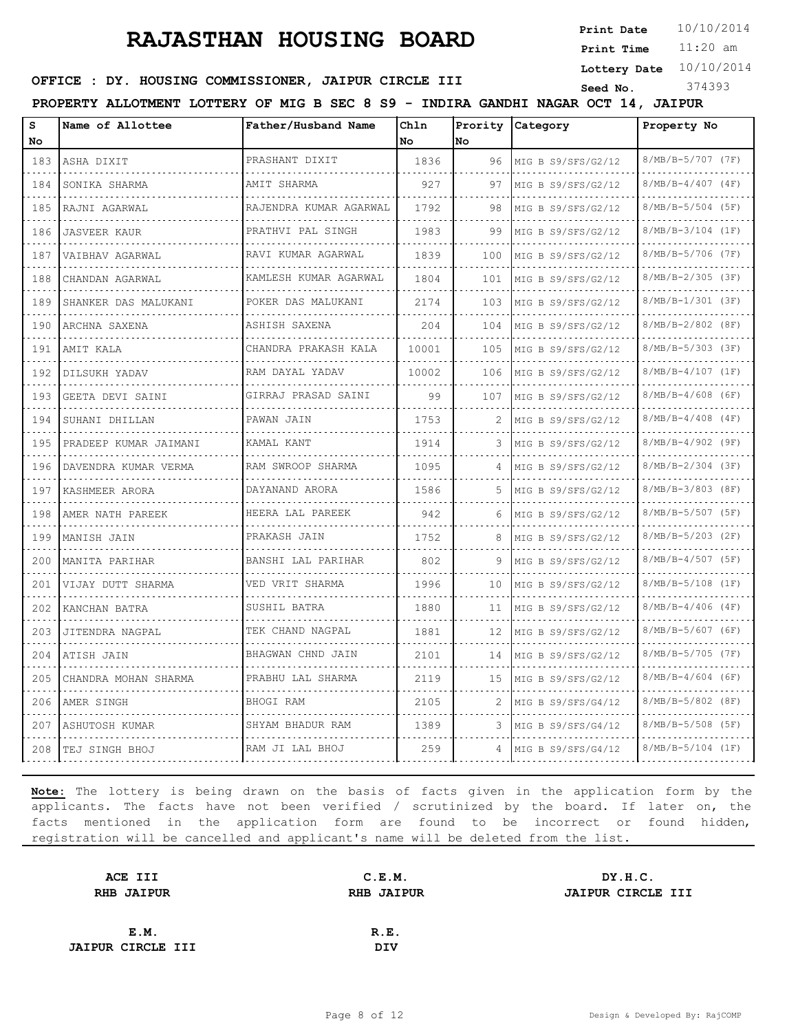# RAJASTHAN HOUSING BOARD

**Print Date** 10/10/2014
**Print Time** 11:20 am
**Lottery Date** 10/10/2014
**Seed No.** 374393

**OFFICE : DY. HOUSING COMMISSIONER, JAIPUR CIRCLE III**

**PROPERTY ALLOTMENT LOTTERY OF MIG B SEC 8 S9 - INDIRA GANDHI NAGAR OCT 14, JAIPUR**

| S No | Name of Allottee | Father/Husband Name | Chln No | Prority No | Category | Property No |
|---|---|---|---|---|---|---|
| 183 | ASHA DIXIT | PRASHANT DIXIT | 1836 | 96 | MIG B S9/SFS/G2/12 | 8/MB/B-5/707 (7F) |
| 184 | SONIKA SHARMA | AMIT SHARMA | 927 | 97 | MIG B S9/SFS/G2/12 | 8/MB/B-4/407 (4F) |
| 185 | RAJNI AGARWAL | RAJENDRA KUMAR AGARWAL | 1792 | 98 | MIG B S9/SFS/G2/12 | 8/MB/B-5/504 (5F) |
| 186 | JASVEER KAUR | PRATHVI PAL SINGH | 1983 | 99 | MIG B S9/SFS/G2/12 | 8/MB/B-3/104 (1F) |
| 187 | VAIBHAV AGARWAL | RAVI KUMAR AGARWAL | 1839 | 100 | MIG B S9/SFS/G2/12 | 8/MB/B-5/706 (7F) |
| 188 | CHANDAN AGARWAL | KAMLESH KUMAR AGARWAL | 1804 | 101 | MIG B S9/SFS/G2/12 | 8/MB/B-2/305 (3F) |
| 189 | SHANKER DAS MALUKANI | POKER DAS MALUKANI | 2174 | 103 | MIG B S9/SFS/G2/12 | 8/MB/B-1/301 (3F) |
| 190 | ARCHNA SAXENA | ASHISH SAXENA | 204 | 104 | MIG B S9/SFS/G2/12 | 8/MB/B-2/802 (8F) |
| 191 | AMIT KALA | CHANDRA PRAKASH KALA | 10001 | 105 | MIG B S9/SFS/G2/12 | 8/MB/B-5/303 (3F) |
| 192 | DILSUKH YADAV | RAM DAYAL YADAV | 10002 | 106 | MIG B S9/SFS/G2/12 | 8/MB/B-4/107 (1F) |
| 193 | GEETA DEVI SAINI | GIRRAJ PRASAD SAINI | 99 | 107 | MIG B S9/SFS/G2/12 | 8/MB/B-4/608 (6F) |
| 194 | SUHANI DHILLAN | PAWAN JAIN | 1753 | 2 | MIG B S9/SFS/G2/12 | 8/MB/B-4/408 (4F) |
| 195 | PRADEEP KUMAR JAIMANI | KAMAL KANT | 1914 | 3 | MIG B S9/SFS/G2/12 | 8/MB/B-4/902 (9F) |
| 196 | DAVENDRA KUMAR VERMA | RAM SWROOP SHARMA | 1095 | 4 | MIG B S9/SFS/G2/12 | 8/MB/B-2/304 (3F) |
| 197 | KASHMEER ARORA | DAYANAND ARORA | 1586 | 5 | MIG B S9/SFS/G2/12 | 8/MB/B-3/803 (8F) |
| 198 | AMER NATH PAREEK | HEERA LAL PAREEK | 942 | 6 | MIG B S9/SFS/G2/12 | 8/MB/B-5/507 (5F) |
| 199 | MANISH JAIN | PRAKASH JAIN | 1752 | 8 | MIG B S9/SFS/G2/12 | 8/MB/B-5/203 (2F) |
| 200 | MANITA PARIHAR | BANSHI LAL PARIHAR | 802 | 9 | MIG B S9/SFS/G2/12 | 8/MB/B-4/507 (5F) |
| 201 | VIJAY DUTT SHARMA | VED VRIT SHARMA | 1996 | 10 | MIG B S9/SFS/G2/12 | 8/MB/B-5/108 (1F) |
| 202 | KANCHAN BATRA | SUSHIL BATRA | 1880 | 11 | MIG B S9/SFS/G2/12 | 8/MB/B-4/406 (4F) |
| 203 | JITENDRA NAGPAL | TEK CHAND NAGPAL | 1881 | 12 | MIG B S9/SFS/G2/12 | 8/MB/B-5/607 (6F) |
| 204 | ATISH JAIN | BHAGWAN CHND JAIN | 2101 | 14 | MIG B S9/SFS/G2/12 | 8/MB/B-5/705 (7F) |
| 205 | CHANDRA MOHAN SHARMA | PRABHU LAL SHARMA | 2119 | 15 | MIG B S9/SFS/G2/12 | 8/MB/B-4/604 (6F) |
| 206 | AMER SINGH | BHOGI RAM | 2105 | 2 | MIG B S9/SFS/G4/12 | 8/MB/B-5/802 (8F) |
| 207 | ASHUTOSH KUMAR | SHYAM BHADUR RAM | 1389 | 3 | MIG B S9/SFS/G4/12 | 8/MB/B-5/508 (5F) |
| 208 | TEJ SINGH BHOJ | RAM JI LAL BHOJ | 259 | 4 | MIG B S9/SFS/G4/12 | 8/MB/B-5/104 (1F) |

**Note:** The lottery is being drawn on the basis of facts given in the application form by the applicants. The facts have not been verified / scrutinized by the board. If later on, the facts mentioned in the application form are found to be incorrect or found hidden, registration will be cancelled and applicant's name will be deleted from the list.

| | | |
|---|---|---|
| **ACE III**<br>**RHB JAIPUR** | **C.E.M.**<br>**RHB JAIPUR** | **DY.H.C.**<br>**JAIPUR CIRCLE III** |
| **E.M.**<br>**JAIPUR CIRCLE III** | **R.E.**<br>**DIV** | |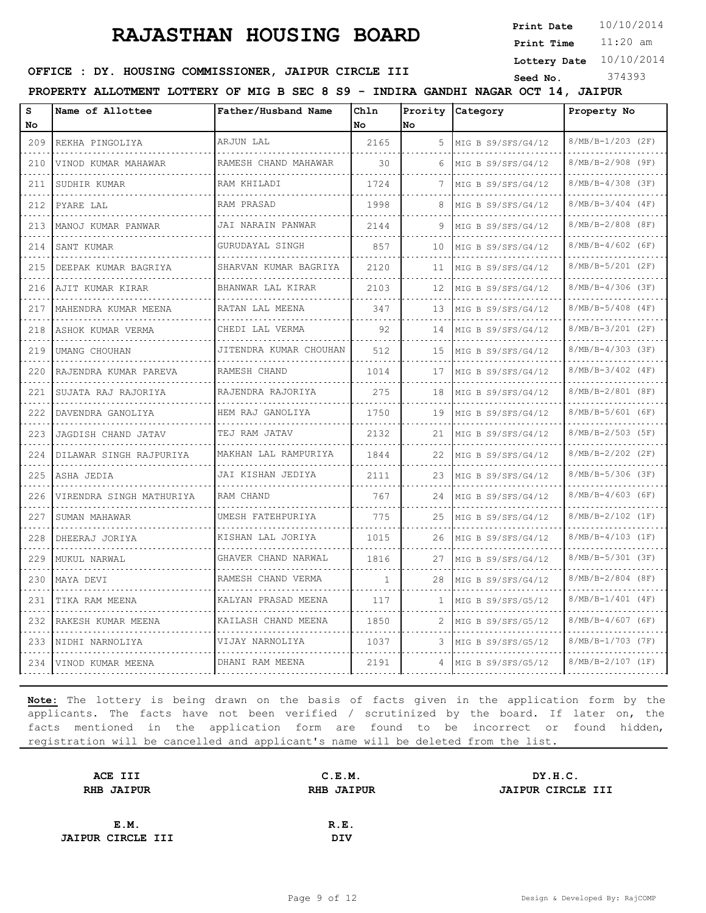# RAJASTHAN HOUSING BOARD

**Print Date** 10/10/2014
**Print Time** 11:20 am
**Lottery Date** 10/10/2014
**Seed No.** 374393

**OFFICE : DY. HOUSING COMMISSIONER, JAIPUR CIRCLE III**

**PROPERTY ALLOTMENT LOTTERY OF MIG B SEC 8 S9 - INDIRA GANDHI NAGAR OCT 14, JAIPUR**

| S No | Name of Allottee | Father/Husband Name | Chln No | Prority No | Category | Property No |
|---|---|---|---|---|---|---|
| 209 | REKHA PINGOLIYA | ARJUN LAL | 2165 | 5 | MIG B S9/SFS/G4/12 | 8/MB/B-1/203 (2F) |
| 210 | VINOD KUMAR MAHAWAR | RAMESH CHAND MAHAWAR | 30 | 6 | MIG B S9/SFS/G4/12 | 8/MB/B-2/908 (9F) |
| 211 | SUDHIR KUMAR | RAM KHILADI | 1724 | 7 | MIG B S9/SFS/G4/12 | 8/MB/B-4/308 (3F) |
| 212 | PYARE LAL | RAM PRASAD | 1998 | 8 | MIG B S9/SFS/G4/12 | 8/MB/B-3/404 (4F) |
| 213 | MANOJ KUMAR PANWAR | JAI NARAIN PANWAR | 2144 | 9 | MIG B S9/SFS/G4/12 | 8/MB/B-2/808 (8F) |
| 214 | SANT KUMAR | GURUDAYAL SINGH | 857 | 10 | MIG B S9/SFS/G4/12 | 8/MB/B-4/602 (6F) |
| 215 | DEEPAK KUMAR BAGRIYA | SHARVAN KUMAR BAGRIYA | 2120 | 11 | MIG B S9/SFS/G4/12 | 8/MB/B-5/201 (2F) |
| 216 | AJIT KUMAR KIRAR | BHANWAR LAL KIRAR | 2103 | 12 | MIG B S9/SFS/G4/12 | 8/MB/B-4/306 (3F) |
| 217 | MAHENDRA KUMAR MEENA | RATAN LAL MEENA | 347 | 13 | MIG B S9/SFS/G4/12 | 8/MB/B-5/408 (4F) |
| 218 | ASHOK KUMAR VERMA | CHEDI LAL VERMA | 92 | 14 | MIG B S9/SFS/G4/12 | 8/MB/B-3/201 (2F) |
| 219 | UMANG CHOUHAN | JITENDRA KUMAR CHOUHAN | 512 | 15 | MIG B S9/SFS/G4/12 | 8/MB/B-4/303 (3F) |
| 220 | RAJENDRA KUMAR PAREVA | RAMESH CHAND | 1014 | 17 | MIG B S9/SFS/G4/12 | 8/MB/B-3/402 (4F) |
| 221 | SUJATA RAJ RAJORIYA | RAJENDRA RAJORIYA | 275 | 18 | MIG B S9/SFS/G4/12 | 8/MB/B-2/801 (8F) |
| 222 | DAVENDRA GANOLIYA | HEM RAJ GANOLIYA | 1750 | 19 | MIG B S9/SFS/G4/12 | 8/MB/B-5/601 (6F) |
| 223 | JAGDISH CHAND JATAV | TEJ RAM JATAV | 2132 | 21 | MIG B S9/SFS/G4/12 | 8/MB/B-2/503 (5F) |
| 224 | DILAWAR SINGH RAJPURIYA | MAKHAN LAL RAMPURIYA | 1844 | 22 | MIG B S9/SFS/G4/12 | 8/MB/B-2/202 (2F) |
| 225 | ASHA JEDIA | JAI KISHAN JEDIYA | 2111 | 23 | MIG B S9/SFS/G4/12 | 8/MB/B-5/306 (3F) |
| 226 | VIRENDRA SINGH MATHURIYA | RAM CHAND | 767 | 24 | MIG B S9/SFS/G4/12 | 8/MB/B-4/603 (6F) |
| 227 | SUMAN MAHAWAR | UMESH FATEHPURIYA | 775 | 25 | MIG B S9/SFS/G4/12 | 8/MB/B-2/102 (1F) |
| 228 | DHEERAJ JORIYA | KISHAN LAL JORIYA | 1015 | 26 | MIG B S9/SFS/G4/12 | 8/MB/B-4/103 (1F) |
| 229 | MUKUL NARWAL | GHAVER CHAND NARWAL | 1816 | 27 | MIG B S9/SFS/G4/12 | 8/MB/B-5/301 (3F) |
| 230 | MAYA DEVI | RAMESH CHAND VERMA | 1 | 28 | MIG B S9/SFS/G4/12 | 8/MB/B-2/804 (8F) |
| 231 | TIKA RAM MEENA | KALYAN PRASAD MEENA | 117 | 1 | MIG B S9/SFS/G5/12 | 8/MB/B-1/401 (4F) |
| 232 | RAKESH KUMAR MEENA | KAILASH CHAND MEENA | 1850 | 2 | MIG B S9/SFS/G5/12 | 8/MB/B-4/607 (6F) |
| 233 | NIDHI NARNOLIYA | VIJAY NARNOLIYA | 1037 | 3 | MIG B S9/SFS/G5/12 | 8/MB/B-1/703 (7F) |
| 234 | VINOD KUMAR MEENA | DHANI RAM MEENA | 2191 | 4 | MIG B S9/SFS/G5/12 | 8/MB/B-2/107 (1F) |

**Note:** The lottery is being drawn on the basis of facts given in the application form by the applicants. The facts have not been verified / scrutinized by the board. If later on, the facts mentioned in the application form are found to be incorrect or found hidden, registration will be cancelled and applicant's name will be deleted from the list.

**ACE III**
**RHB JAIPUR**

**C.E.M.**
**RHB JAIPUR**

**DY.H.C.**
**JAIPUR CIRCLE III**

**E.M.**
**JAIPUR CIRCLE III**

**R.E.**
**DIV**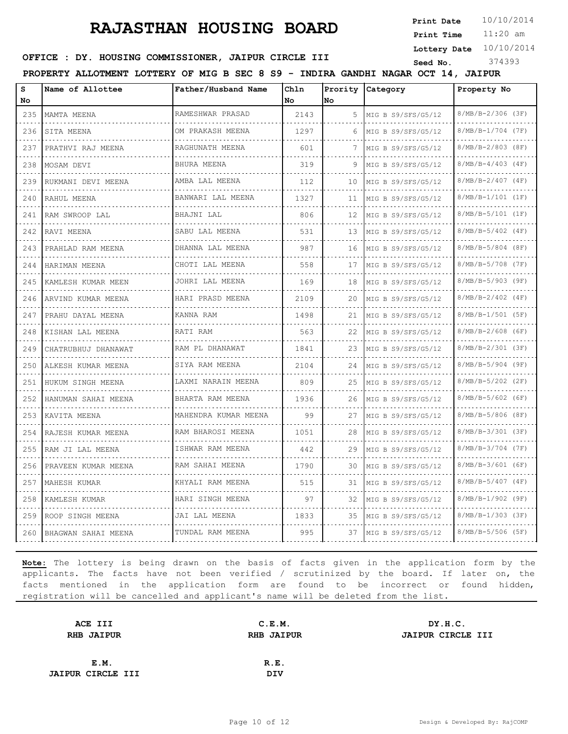# RAJASTHAN HOUSING BOARD

**Print Date** 10/10/2014
**Print Time** 11:20 am
**Lottery Date** 10/10/2014
**Seed No.** 374393

**OFFICE : DY. HOUSING COMMISSIONER, JAIPUR CIRCLE III**

**PROPERTY ALLOTMENT LOTTERY OF MIG B SEC 8 S9 - INDIRA GANDHI NAGAR OCT 14, JAIPUR**

| S No | Name of Allottee | Father/Husband Name | Chln No | Prority No | Category | Property No |
|---|---|---|---|---|---|---|
| 235 | MAMTA MEENA | RAMESHWAR PRASAD | 2143 | 5 | MIG B S9/SFS/G5/12 | 8/MB/B-2/306 (3F) |
| 236 | SITA MEENA | OM PRAKASH MEENA | 1297 | 6 | MIG B S9/SFS/G5/12 | 8/MB/B-1/704 (7F) |
| 237 | PRATHVI RAJ MEENA | RAGHUNATH MEENA | 601 | 7 | MIG B S9/SFS/G5/12 | 8/MB/B-2/803 (8F) |
| 238 | MOSAM DEVI | BHURA MEENA | 319 | 9 | MIG B S9/SFS/G5/12 | 8/MB/B-4/403 (4F) |
| 239 | RUKMANI DEVI MEENA | AMBA LAL MEENA | 112 | 10 | MIG B S9/SFS/G5/12 | 8/MB/B-2/407 (4F) |
| 240 | RAHUL MEENA | BANWARI LAL MEENA | 1327 | 11 | MIG B S9/SFS/G5/12 | 8/MB/B-1/101 (1F) |
| 241 | RAM SWROOP LAL | BHAJNI LAL | 806 | 12 | MIG B S9/SFS/G5/12 | 8/MB/B-5/101 (1F) |
| 242 | RAVI MEENA | SABU LAL MEENA | 531 | 13 | MIG B S9/SFS/G5/12 | 8/MB/B-5/402 (4F) |
| 243 | PRAHLAD RAM MEENA | DHANNA LAL MEENA | 987 | 16 | MIG B S9/SFS/G5/12 | 8/MB/B-5/804 (8F) |
| 244 | HARIMAN MEENA | CHOTI LAL MEENA | 558 | 17 | MIG B S9/SFS/G5/12 | 8/MB/B-5/708 (7F) |
| 245 | KAMLESH KUMAR MEEN | JOHRI LAL MEENA | 169 | 18 | MIG B S9/SFS/G5/12 | 8/MB/B-5/903 (9F) |
| 246 | ARVIND KUMAR MEENA | HARI PRASD MEENA | 2109 | 20 | MIG B S9/SFS/G5/12 | 8/MB/B-2/402 (4F) |
| 247 | PRAHU DAYAL MEENA | KANNA RAM | 1498 | 21 | MIG B S9/SFS/G5/12 | 8/MB/B-1/501 (5F) |
| 248 | KISHAN LAL MEENA | RATI RAM | 563 | 22 | MIG B S9/SFS/G5/12 | 8/MB/B-2/608 (6F) |
| 249 | CHATRUBHUJ DHANAWAT | RAM PL DHANAWAT | 1841 | 23 | MIG B S9/SFS/G5/12 | 8/MB/B-2/301 (3F) |
| 250 | ALKESH KUMAR MEENA | SIYA RAM MEENA | 2104 | 24 | MIG B S9/SFS/G5/12 | 8/MB/B-5/904 (9F) |
| 251 | HUKUM SINGH MEENA | LAXMI NARAIN MEENA | 809 | 25 | MIG B S9/SFS/G5/12 | 8/MB/B-5/202 (2F) |
| 252 | HANUMAN SAHAI MEENA | BHARTA RAM MEENA | 1936 | 26 | MIG B S9/SFS/G5/12 | 8/MB/B-5/602 (6F) |
| 253 | KAVITA MEENA | MAHENDRA KUMAR MEENA | 99 | 27 | MIG B S9/SFS/G5/12 | 8/MB/B-5/806 (8F) |
| 254 | RAJESH KUMAR MEENA | RAM BHAROSI MEENA | 1051 | 28 | MIG B S9/SFS/G5/12 | 8/MB/B-3/301 (3F) |
| 255 | RAM JI LAL MEENA | ISHWAR RAM MEENA | 442 | 29 | MIG B S9/SFS/G5/12 | 8/MB/B-3/704 (7F) |
| 256 | PRAVEEN KUMAR MEENA | RAM SAHAI MEENA | 1790 | 30 | MIG B S9/SFS/G5/12 | 8/MB/B-3/601 (6F) |
| 257 | MAHESH KUMAR | KHYALI RAM MEENA | 515 | 31 | MIG B S9/SFS/G5/12 | 8/MB/B-5/407 (4F) |
| 258 | KAMLESH KUMAR | HARI SINGH MEENA | 97 | 32 | MIG B S9/SFS/G5/12 | 8/MB/B-1/902 (9F) |
| 259 | ROOP SINGH MEENA | JAI LAL MEENA | 1833 | 35 | MIG B S9/SFS/G5/12 | 8/MB/B-1/303 (3F) |
| 260 | BHAGWAN SAHAI MEENA | TUNDAL RAM MEENA | 995 | 37 | MIG B S9/SFS/G5/12 | 8/MB/B-5/506 (5F) |

**Note:** The lottery is being drawn on the basis of facts given in the application form by the applicants. The facts have not been verified / scrutinized by the board. If later on, the facts mentioned in the application form are found to be incorrect or found hidden, registration will be cancelled and applicant's name will be deleted from the list.

| ACE III | C.E.M. | DY.H.C. |
|---|---|---|
| RHB JAIPUR | RHB JAIPUR | JAIPUR CIRCLE III |

| E.M. | R.E. |
|---|---|
| JAIPUR CIRCLE III | DIV |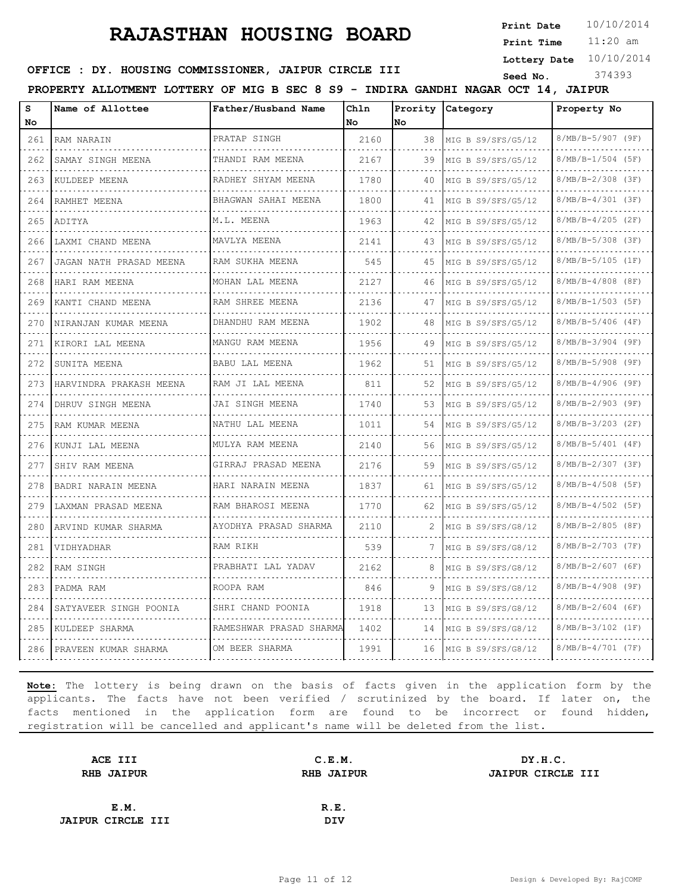# RAJASTHAN HOUSING BOARD

**Print Date** 10/10/2014
**Print Time** 11:20 am
**Lottery Date** 10/10/2014
**Seed No.** 374393

**OFFICE : DY. HOUSING COMMISSIONER, JAIPUR CIRCLE III**

**PROPERTY ALLOTMENT LOTTERY OF MIG B SEC 8 S9 - INDIRA GANDHI NAGAR OCT 14, JAIPUR**

| S No | Name of Allottee | Father/Husband Name | Chln No | Prority No | Category | Property No |
|---|---|---|---|---|---|---|
| 261 | RAM NARAIN | PRATAP SINGH | 2160 | 38 | MIG B S9/SFS/G5/12 | 8/MB/B-5/907 (9F) |
| 262 | SAMAY SINGH MEENA | THANDI RAM MEENA | 2167 | 39 | MIG B S9/SFS/G5/12 | 8/MB/B-1/504 (5F) |
| 263 | KULDEEP MEENA | RADHEY SHYAM MEENA | 1780 | 40 | MIG B S9/SFS/G5/12 | 8/MB/B-2/308 (3F) |
| 264 | RAMHET MEENA | BHAGWAN SAHAI MEENA | 1800 | 41 | MIG B S9/SFS/G5/12 | 8/MB/B-4/301 (3F) |
| 265 | ADITYA | M.L. MEENA | 1963 | 42 | MIG B S9/SFS/G5/12 | 8/MB/B-4/205 (2F) |
| 266 | LAXMI CHAND MEENA | MAVLYA MEENA | 2141 | 43 | MIG B S9/SFS/G5/12 | 8/MB/B-5/308 (3F) |
| 267 | JAGAN NATH PRASAD MEENA | RAM SUKHA MEENA | 545 | 45 | MIG B S9/SFS/G5/12 | 8/MB/B-5/105 (1F) |
| 268 | HARI RAM MEENA | MOHAN LAL MEENA | 2127 | 46 | MIG B S9/SFS/G5/12 | 8/MB/B-4/808 (8F) |
| 269 | KANTI CHAND MEENA | RAM SHREE MEENA | 2136 | 47 | MIG B S9/SFS/G5/12 | 8/MB/B-1/503 (5F) |
| 270 | NIRANJAN KUMAR MEENA | DHANDHU RAM MEENA | 1902 | 48 | MIG B S9/SFS/G5/12 | 8/MB/B-5/406 (4F) |
| 271 | KIRORI LAL MEENA | MANGU RAM MEENA | 1956 | 49 | MIG B S9/SFS/G5/12 | 8/MB/B-3/904 (9F) |
| 272 | SUNITA MEENA | BABU LAL MEENA | 1962 | 51 | MIG B S9/SFS/G5/12 | 8/MB/B-5/908 (9F) |
| 273 | HARVINDRA PRAKASH MEENA | RAM JI LAL MEENA | 811 | 52 | MIG B S9/SFS/G5/12 | 8/MB/B-4/906 (9F) |
| 274 | DHRUV SINGH MEENA | JAI SINGH MEENA | 1740 | 53 | MIG B S9/SFS/G5/12 | 8/MB/B-2/903 (9F) |
| 275 | RAM KUMAR MEENA | NATHU LAL MEENA | 1011 | 54 | MIG B S9/SFS/G5/12 | 8/MB/B-3/203 (2F) |
| 276 | KUNJI LAL MEENA | MULYA RAM MEENA | 2140 | 56 | MIG B S9/SFS/G5/12 | 8/MB/B-5/401 (4F) |
| 277 | SHIV RAM MEENA | GIRRAJ PRASAD MEENA | 2176 | 59 | MIG B S9/SFS/G5/12 | 8/MB/B-2/307 (3F) |
| 278 | BADRI NARAIN MEENA | HARI NARAIN MEENA | 1837 | 61 | MIG B S9/SFS/G5/12 | 8/MB/B-4/508 (5F) |
| 279 | LAXMAN PRASAD MEENA | RAM BHAROSI MEENA | 1770 | 62 | MIG B S9/SFS/G5/12 | 8/MB/B-4/502 (5F) |
| 280 | ARVIND KUMAR SHARMA | AYODHYA PRASAD SHARMA | 2110 | 2 | MIG B S9/SFS/G8/12 | 8/MB/B-2/805 (8F) |
| 281 | VIDHYADHAR | RAM RIKH | 539 | 7 | MIG B S9/SFS/G8/12 | 8/MB/B-2/703 (7F) |
| 282 | RAM SINGH | PRABHATI LAL YADAV | 2162 | 8 | MIG B S9/SFS/G8/12 | 8/MB/B-2/607 (6F) |
| 283 | PADMA RAM | ROOPA RAM | 846 | 9 | MIG B S9/SFS/G8/12 | 8/MB/B-4/908 (9F) |
| 284 | SATYAVEER SINGH POONIA | SHRI CHAND POONIA | 1918 | 13 | MIG B S9/SFS/G8/12 | 8/MB/B-2/604 (6F) |
| 285 | KULDEEP SHARMA | RAMESHWAR PRASAD SHARMA | 1402 | 14 | MIG B S9/SFS/G8/12 | 8/MB/B-3/102 (1F) |
| 286 | PRAVEEN KUMAR SHARMA | OM BEER SHARMA | 1991 | 16 | MIG B S9/SFS/G8/12 | 8/MB/B-4/701 (7F) |

**Note:** The lottery is being drawn on the basis of facts given in the application form by the applicants. The facts have not been verified / scrutinized by the board. If later on, the facts mentioned in the application form are found to be incorrect or found hidden, registration will be cancelled and applicant's name will be deleted from the list.

**ACE III**
**RHB JAIPUR**

**C.E.M.**
**RHB JAIPUR**

**DY.H.C.**
**JAIPUR CIRCLE III**

**E.M.**
**JAIPUR CIRCLE III**

**R.E.**
**DIV**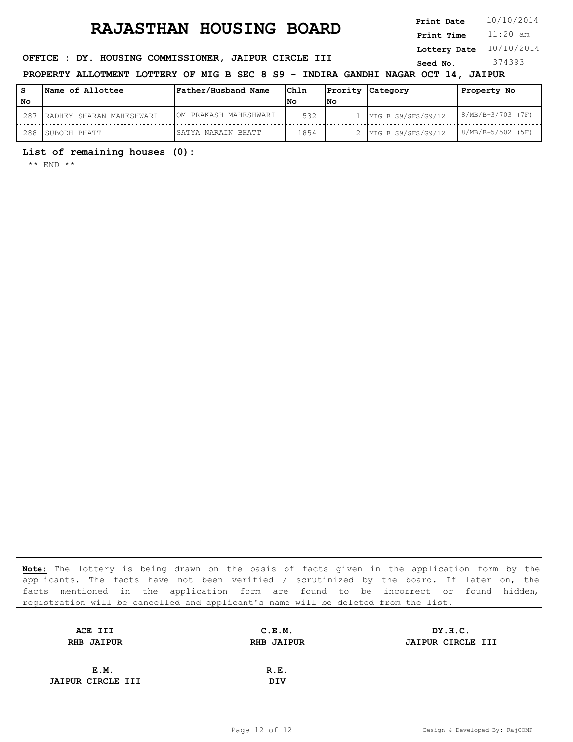# RAJASTHAN HOUSING BOARD

**Print Date** 10/10/2014
**Print Time** 11:20 am
**Lottery Date** 10/10/2014
**Seed No.** 374393

**OFFICE : DY. HOUSING COMMISSIONER, JAIPUR CIRCLE III**

**PROPERTY ALLOTMENT LOTTERY OF MIG B SEC 8 S9 - INDIRA GANDHI NAGAR OCT 14, JAIPUR**

| S No | Name of Allottee | Father/Husband Name | Chln No | Prority No | Category | Property No |
|---|---|---|---|---|---|---|
| 287 | RADHEY SHARAN MAHESHWARI | OM PRAKASH MAHESHWARI | 532 | 1 | MIG B S9/SFS/G9/12 | 8/MB/B-3/703 (7F) |
| 288 | SUBODH BHATT | SATYA NARAIN BHATT | 1854 | 2 | MIG B S9/SFS/G9/12 | 8/MB/B-5/502 (5F) |

**List of remaining houses (0):**

** END **

**Note:** The lottery is being drawn on the basis of facts given in the application form by the applicants. The facts have not been verified / scrutinized by the board. If later on, the facts mentioned in the application form are found to be incorrect or found hidden, registration will be cancelled and applicant's name will be deleted from the list.

**ACE III**
**RHB JAIPUR**

**C.E.M.**
**RHB JAIPUR**

**DY.H.C.**
**JAIPUR CIRCLE III**

**E.M.**
**JAIPUR CIRCLE III**

**R.E.**
**DIV**

Design & Developed By: RajCOMP